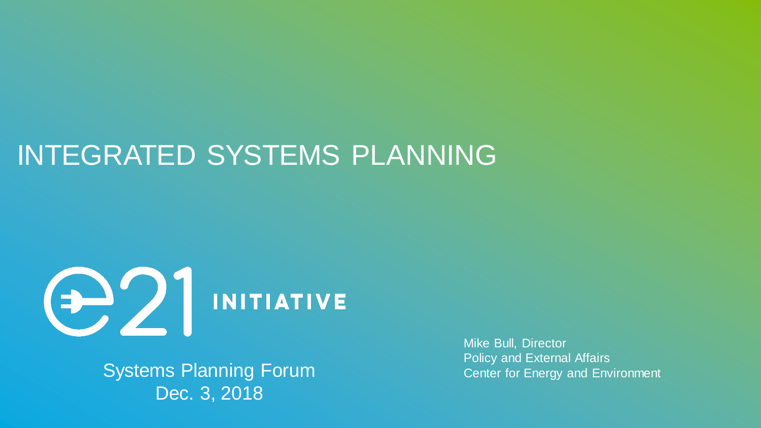# INTEGRATED SYSTEMS PLANNING

e21 INITIATIVE

Systems Planning Forum
Dec. 3, 2018

Mike Bull, Director
Policy and External Affairs
Center for Energy and Environment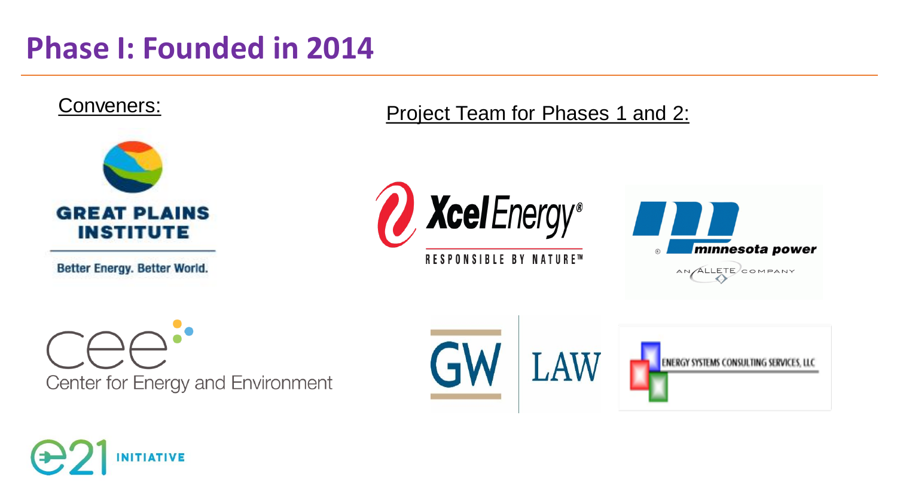# Phase I: Founded in 2014

Conveners:

GREAT PLAINS INSTITUTE

Better Energy. Better World.

cee

Center for Energy and Environment

e21 INITIATIVE

Project Team for Phases 1 and 2:

Xcel Energy®

RESPONSIBLE BY NATURE™

minnesota power

AN ALLETE COMPANY

GW LAW

ENERGY SYSTEMS CONSULTING SERVICES, LLC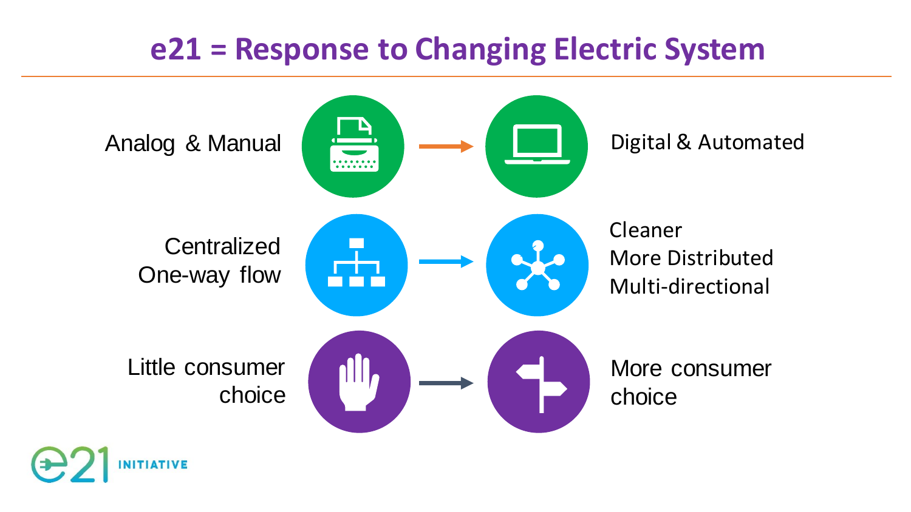# e21 = Response to Changing Electric System

| From | | To |
|---|---|---|
| Analog & Manual | → | Digital & Automated |
| Centralized<br>One-way flow | → | Cleaner<br>More Distributed<br>Multi-directional |
| Little consumer choice | → | More consumer choice |

e21 INITIATIVE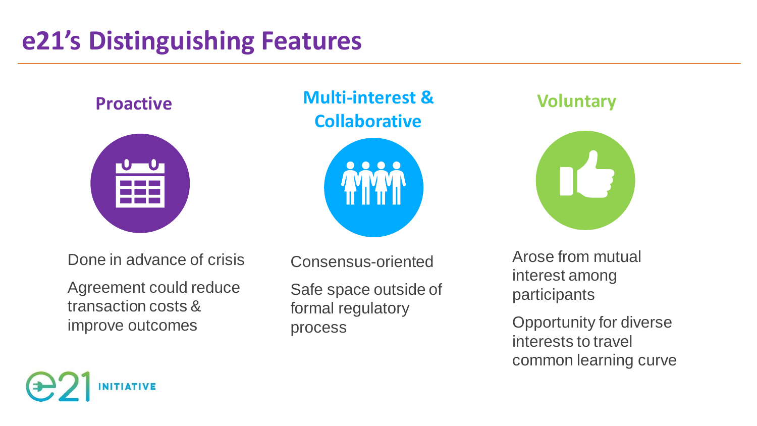# e21's Distinguishing Features

## Proactive

Done in advance of crisis

Agreement could reduce transaction costs & improve outcomes

## Multi-interest & Collaborative

Consensus-oriented

Safe space outside of formal regulatory process

## Voluntary

Arose from mutual interest among participants

Opportunity for diverse interests to travel common learning curve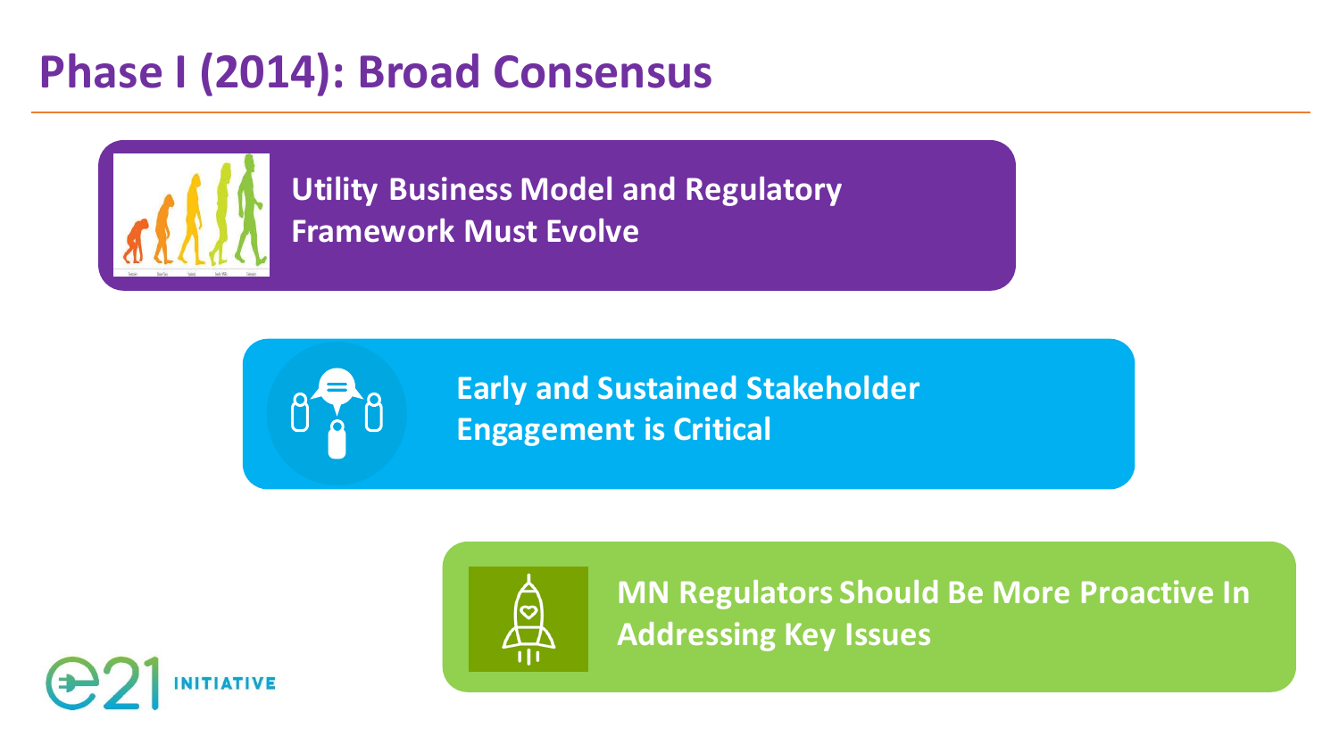# Phase I (2014): Broad Consensus

- **Utility Business Model and Regulatory Framework Must Evolve**
- **Early and Sustained Stakeholder Engagement is Critical**
- **MN Regulators Should Be More Proactive In Addressing Key Issues**

e21 INITIATIVE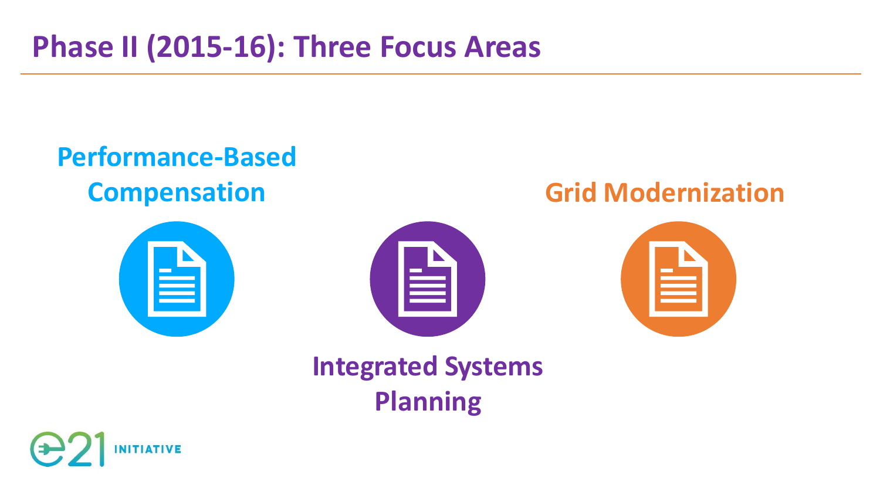# Phase II (2015-16): Three Focus Areas

**Performance-Based Compensation**

**Integrated Systems Planning**

**Grid Modernization**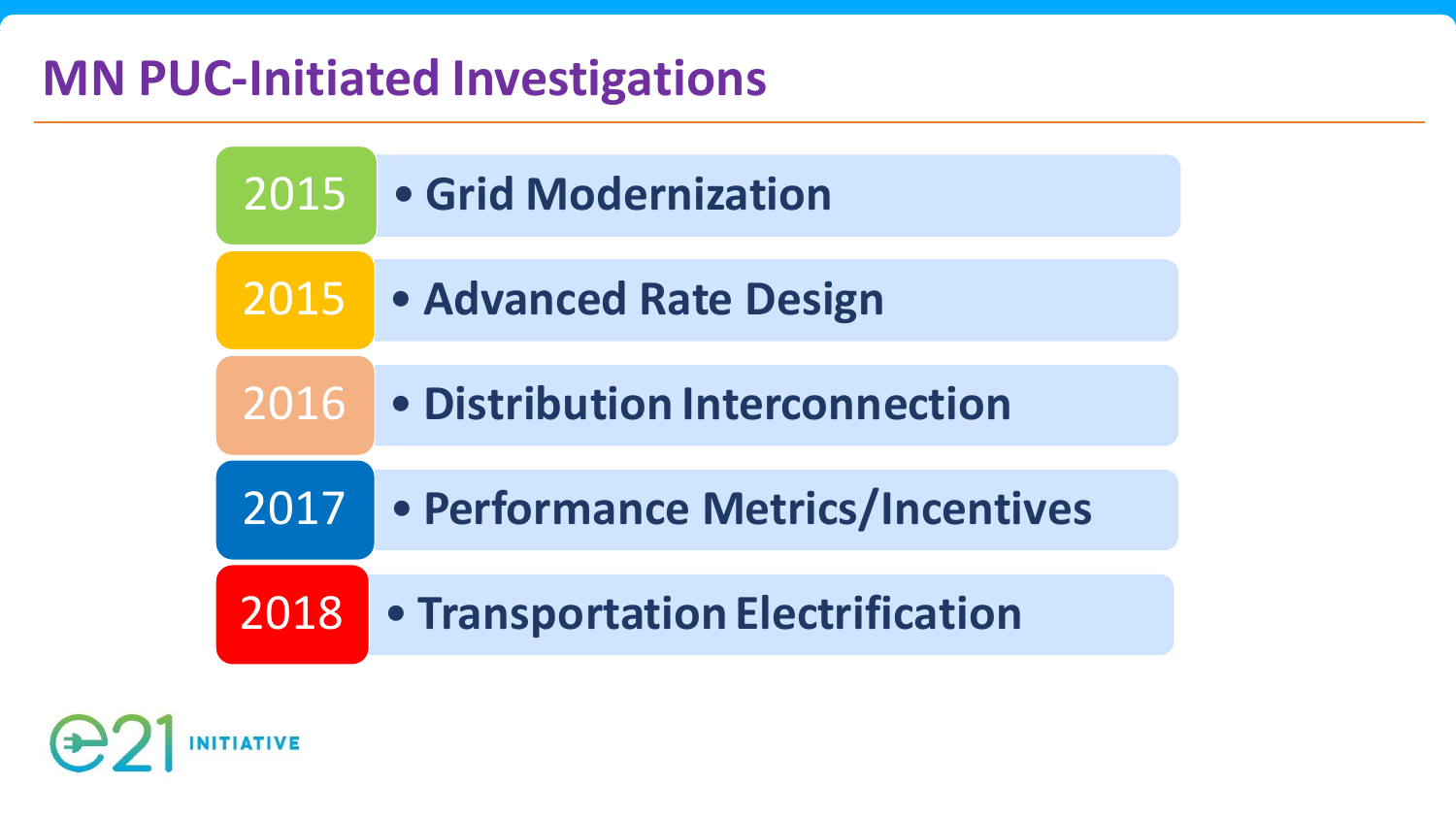# MN PUC-Initiated Investigations

- **2015** — Grid Modernization
- **2015** — Advanced Rate Design
- **2016** — Distribution Interconnection
- **2017** — Performance Metrics/Incentives
- **2018** — Transportation Electrification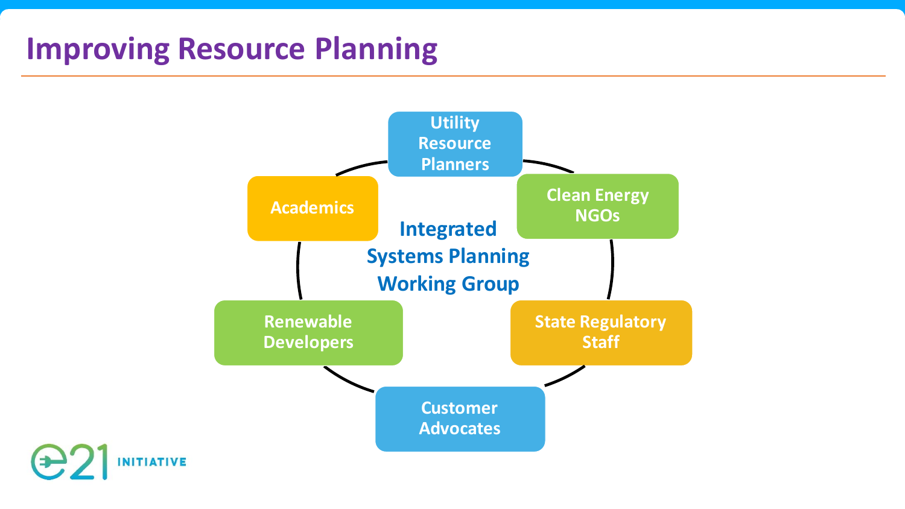# Improving Resource Planning

Integrated Systems Planning Working Group

- Utility Resource Planners
- Clean Energy NGOs
- State Regulatory Staff
- Customer Advocates
- Renewable Developers
- Academics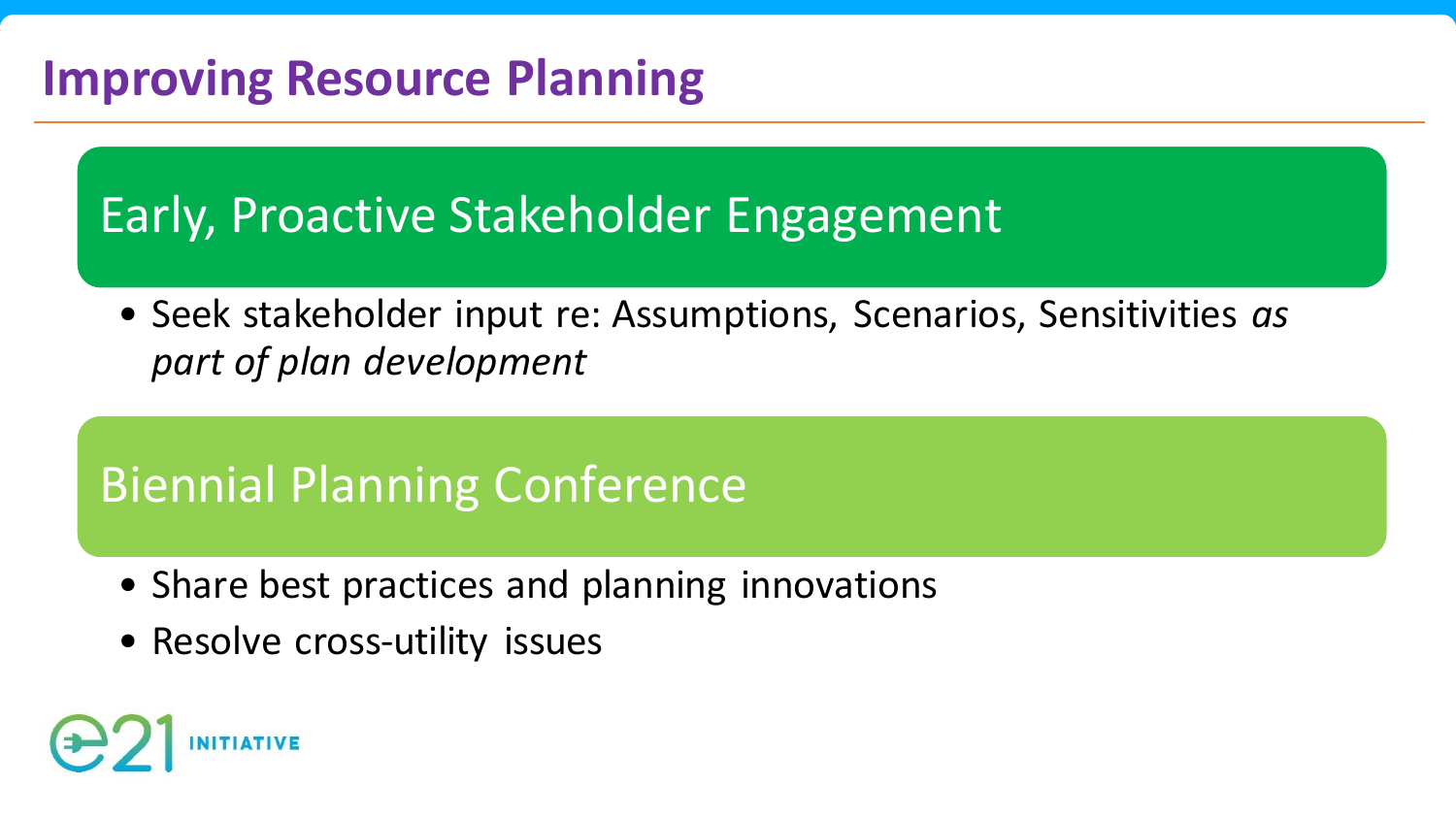# Improving Resource Planning

## Early, Proactive Stakeholder Engagement

- Seek stakeholder input re: Assumptions, Scenarios, Sensitivities *as part of plan development*

## Biennial Planning Conference

- Share best practices and planning innovations
- Resolve cross-utility issues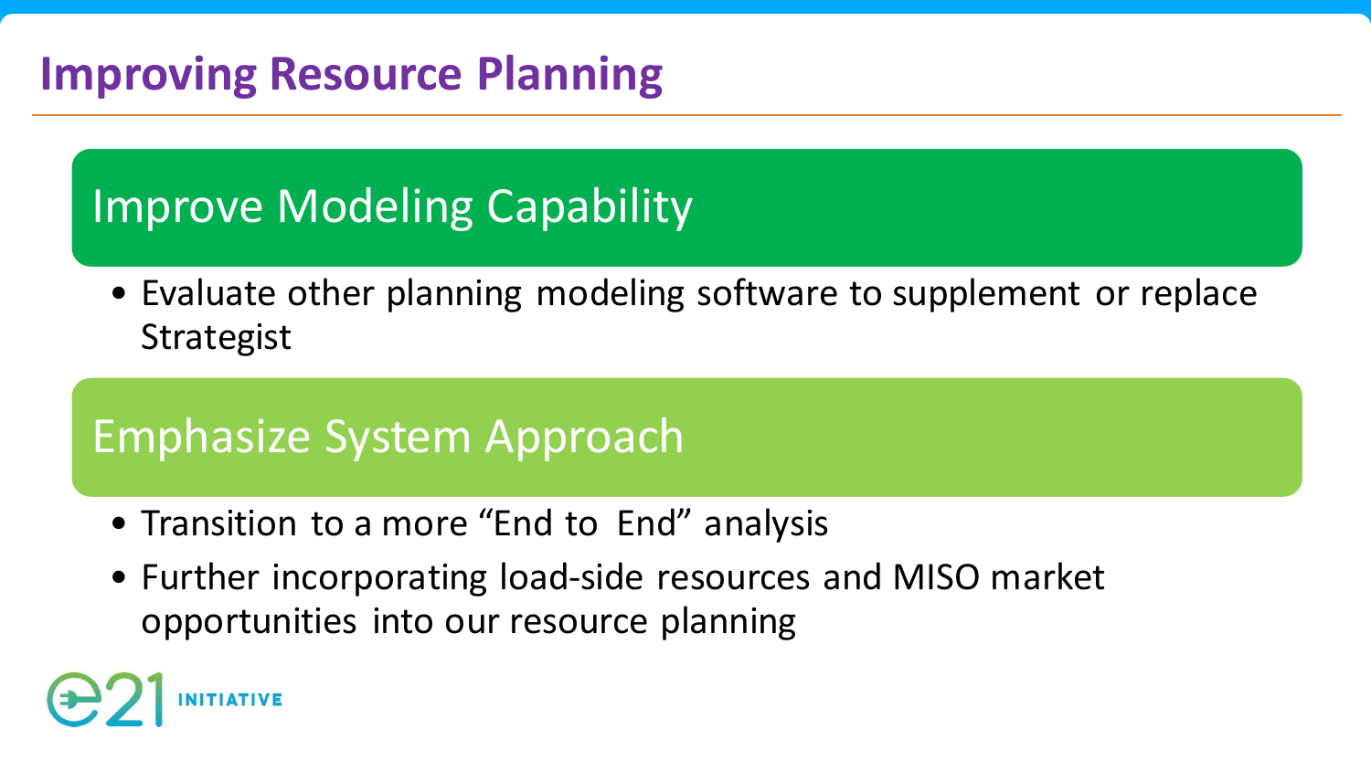# Improving Resource Planning

## Improve Modeling Capability

- Evaluate other planning modeling software to supplement or replace Strategist

## Emphasize System Approach

- Transition to a more "End to End" analysis
- Further incorporating load-side resources and MISO market opportunities into our resource planning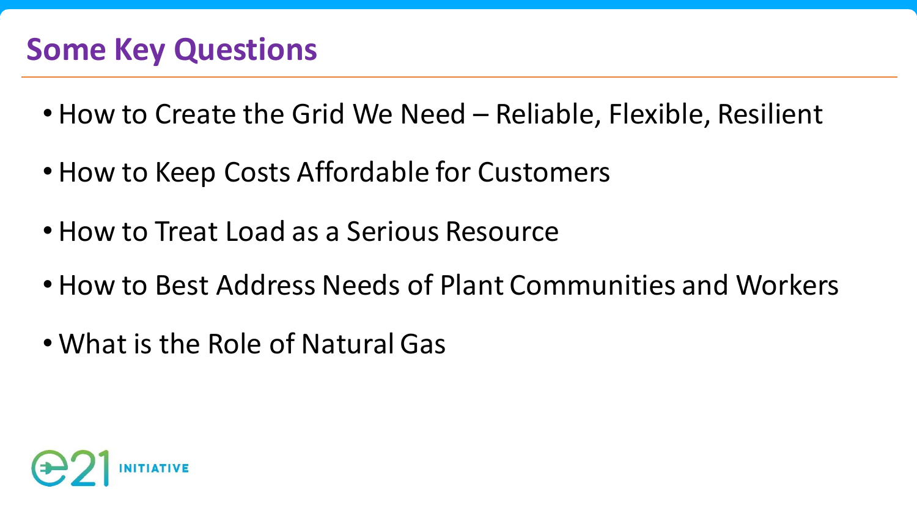# Some Key Questions

- How to Create the Grid We Need – Reliable, Flexible, Resilient
- How to Keep Costs Affordable for Customers
- How to Treat Load as a Serious Resource
- How to Best Address Needs of Plant Communities and Workers
- What is the Role of Natural Gas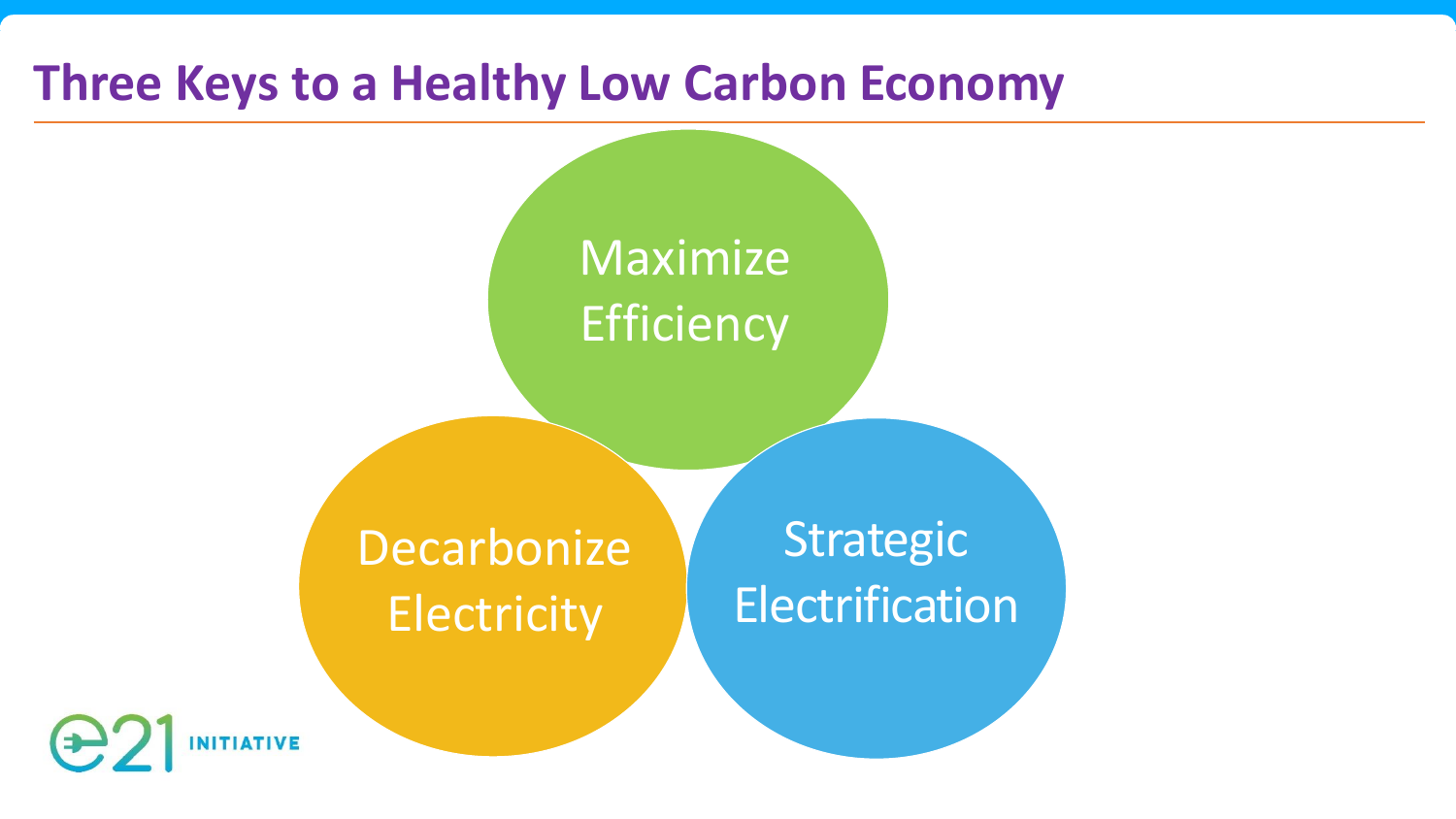# Three Keys to a Healthy Low Carbon Economy

- Maximize Efficiency
- Decarbonize Electricity
- Strategic Electrification

e21 INITIATIVE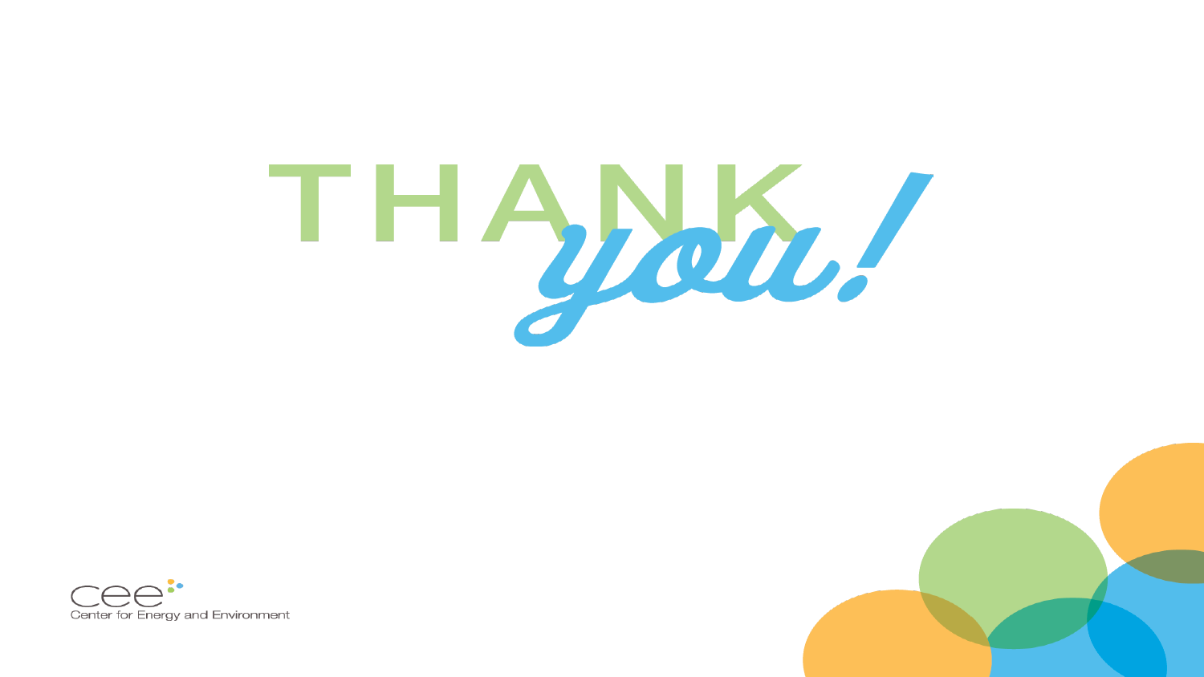# THANK *you!*

Center for Energy and Environment